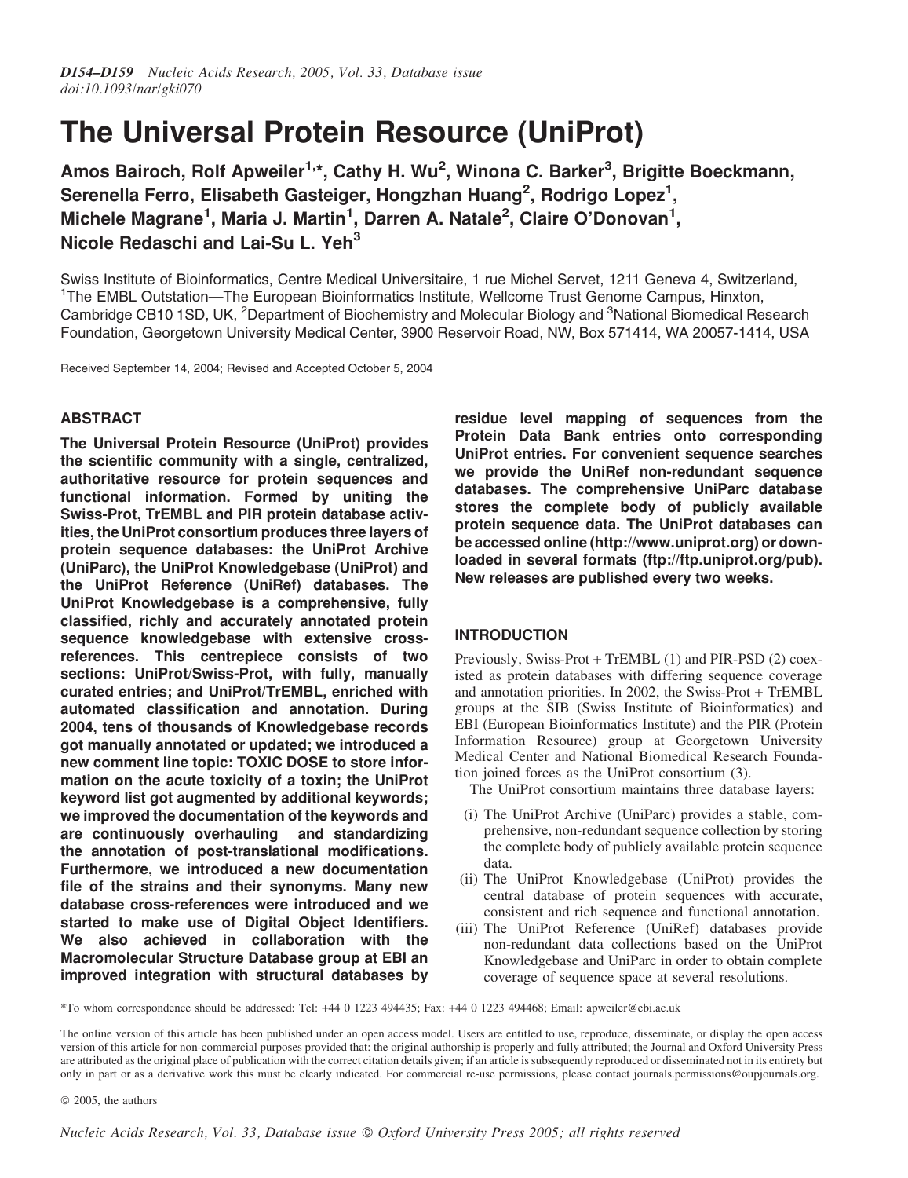# The Universal Protein Resource (UniProt)

**Amos Bairoch, Rolf Apweiler[1,*], Cathy H. Wu[2], Winona C. Barker[3], Brigitte Boeckmann, Serenella Ferro, Elisabeth Gasteiger, Hongzhan Huang[2], Rodrigo Lopez[1], Michele Magrane[1], Maria J. Martin[1], Darren A. Natale[2], Claire O'Donovan[1], Nicole Redaschi and Lai-Su L. Yeh[3]**

Swiss Institute of Bioinformatics, Centre Medical Universitaire, 1 rue Michel Servet, 1211 Geneva 4, Switzerland, [1]The EMBL Outstation—The European Bioinformatics Institute, Wellcome Trust Genome Campus, Hinxton, Cambridge CB10 1SD, UK, [2]Department of Biochemistry and Molecular Biology and [3]National Biomedical Research Foundation, Georgetown University Medical Center, 3900 Reservoir Road, NW, Box 571414, WA 20057-1414, USA

Received September 14, 2004; Revised and Accepted October 5, 2004

## ABSTRACT

**The Universal Protein Resource (UniProt) provides the scientific community with a single, centralized, authoritative resource for protein sequences and functional information. Formed by uniting the Swiss-Prot, TrEMBL and PIR protein database activities, the UniProt consortium produces three layers of protein sequence databases: the UniProt Archive (UniParc), the UniProt Knowledgebase (UniProt) and the UniProt Reference (UniRef) databases. The UniProt Knowledgebase is a comprehensive, fully classified, richly and accurately annotated protein sequence knowledgebase with extensive cross-references. This centrepiece consists of two sections: UniProt/Swiss-Prot, with fully, manually curated entries; and UniProt/TrEMBL, enriched with automated classification and annotation. During 2004, tens of thousands of Knowledgebase records got manually annotated or updated; we introduced a new comment line topic: TOXIC DOSE to store information on the acute toxicity of a toxin; the UniProt keyword list got augmented by additional keywords; we improved the documentation of the keywords and are continuously overhauling and standardizing the annotation of post-translational modifications. Furthermore, we introduced a new documentation file of the strains and their synonyms. Many new database cross-references were introduced and we started to make use of Digital Object Identifiers. We also achieved in collaboration with the Macromolecular Structure Database group at EBI an improved integration with structural databases by residue level mapping of sequences from the Protein Data Bank entries onto corresponding UniProt entries. For convenient sequence searches we provide the UniRef non-redundant sequence databases. The comprehensive UniParc database stores the complete body of publicly available protein sequence data. The UniProt databases can be accessed online (http://www.uniprot.org) or downloaded in several formats (ftp://ftp.uniprot.org/pub). New releases are published every two weeks.**

## INTRODUCTION

Previously, Swiss-Prot + TrEMBL (1) and PIR-PSD (2) coexisted as protein databases with differing sequence coverage and annotation priorities. In 2002, the Swiss-Prot + TrEMBL groups at the SIB (Swiss Institute of Bioinformatics) and EBI (European Bioinformatics Institute) and the PIR (Protein Information Resource) group at Georgetown University Medical Center and National Biomedical Research Foundation joined forces as the UniProt consortium (3).

The UniProt consortium maintains three database layers:

- (i) The UniProt Archive (UniParc) provides a stable, comprehensive, non-redundant sequence collection by storing the complete body of publicly available protein sequence data.
- (ii) The UniProt Knowledgebase (UniProt) provides the central database of protein sequences with accurate, consistent and rich sequence and functional annotation.
- (iii) The UniProt Reference (UniRef) databases provide non-redundant data collections based on the UniProt Knowledgebase and UniParc in order to obtain complete coverage of sequence space at several resolutions.

*To whom correspondence should be addressed: Tel: +44 0 1223 494435; Fax: +44 0 1223 494468; Email: apweiler@ebi.ac.uk

The online version of this article has been published under an open access model. Users are entitled to use, reproduce, disseminate, or display the open access version of this article for non-commercial purposes provided that: the original authorship is properly and fully attributed; the Journal and Oxford University Press are attributed as the original place of publication with the correct citation details given; if an article is subsequently reproduced or disseminated not in its entirety but only in part or as a derivative work this must be clearly indicated. For commercial re-use permissions, please contact journals.permissions@oupjournals.org.

© 2005, the authors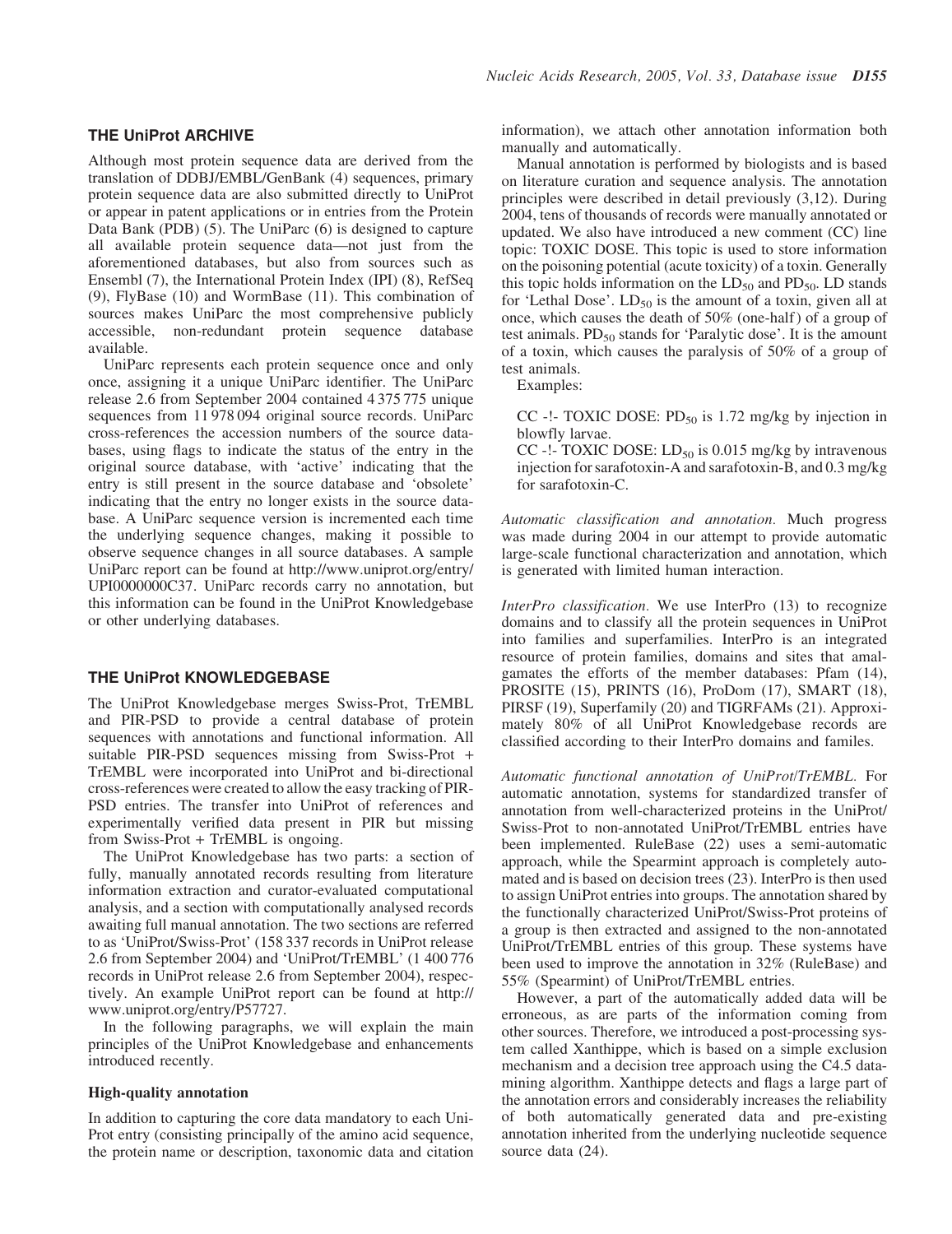## THE UniProt ARCHIVE

Although most protein sequence data are derived from the translation of DDBJ/EMBL/GenBank (4) sequences, primary protein sequence data are also submitted directly to UniProt or appear in patent applications or in entries from the Protein Data Bank (PDB) (5). The UniParc (6) is designed to capture all available protein sequence data—not just from the aforementioned databases, but also from sources such as Ensembl (7), the International Protein Index (IPI) (8), RefSeq (9), FlyBase (10) and WormBase (11). This combination of sources makes UniParc the most comprehensive publicly accessible, non-redundant protein sequence database available.

UniParc represents each protein sequence once and only once, assigning it a unique UniParc identifier. The UniParc release 2.6 from September 2004 contained 4 375 775 unique sequences from 11 978 094 original source records. UniParc cross-references the accession numbers of the source databases, using flags to indicate the status of the entry in the original source database, with 'active' indicating that the entry is still present in the source database and 'obsolete' indicating that the entry no longer exists in the source database. A UniParc sequence version is incremented each time the underlying sequence changes, making it possible to observe sequence changes in all source databases. A sample UniParc report can be found at http://www.uniprot.org/entry/UPI0000000C37. UniParc records carry no annotation, but this information can be found in the UniProt Knowledgebase or other underlying databases.

## THE UniProt KNOWLEDGEBASE

The UniProt Knowledgebase merges Swiss-Prot, TrEMBL and PIR-PSD to provide a central database of protein sequences with annotations and functional information. All suitable PIR-PSD sequences missing from Swiss-Prot + TrEMBL were incorporated into UniProt and bi-directional cross-references were created to allow the easy tracking of PIR-PSD entries. The transfer into UniProt of references and experimentally verified data present in PIR but missing from Swiss-Prot + TrEMBL is ongoing.

The UniProt Knowledgebase has two parts: a section of fully, manually annotated records resulting from literature information extraction and curator-evaluated computational analysis, and a section with computationally analysed records awaiting full manual annotation. The two sections are referred to as 'UniProt/Swiss-Prot' (158 337 records in UniProt release 2.6 from September 2004) and 'UniProt/TrEMBL' (1 400 776 records in UniProt release 2.6 from September 2004), respectively. An example UniProt report can be found at http://www.uniprot.org/entry/P57727.

In the following paragraphs, we will explain the main principles of the UniProt Knowledgebase and enhancements introduced recently.

### High-quality annotation

In addition to capturing the core data mandatory to each UniProt entry (consisting principally of the amino acid sequence, the protein name or description, taxonomic data and citation information), we attach other annotation information both manually and automatically.

Manual annotation is performed by biologists and is based on literature curation and sequence analysis. The annotation principles were described in detail previously (3,12). During 2004, tens of thousands of records were manually annotated or updated. We also have introduced a new comment (CC) line topic: TOXIC DOSE. This topic is used to store information on the poisoning potential (acute toxicity) of a toxin. Generally this topic holds information on the $LD_{50}$ and $PD_{50}$. LD stands for 'Lethal Dose'. $LD_{50}$ is the amount of a toxin, given all at once, which causes the death of 50% (one-half) of a group of test animals. $PD_{50}$ stands for 'Paralytic dose'. It is the amount of a toxin, which causes the paralysis of 50% of a group of test animals.

Examples:

CC -!- TOXIC DOSE: $PD_{50}$ is 1.72 mg/kg by injection in blowfly larvae.

CC -!- TOXIC DOSE: $LD_{50}$ is 0.015 mg/kg by intravenous injection for sarafotoxin-A and sarafotoxin-B, and 0.3 mg/kg for sarafotoxin-C.

*Automatic classification and annotation.* Much progress was made during 2004 in our attempt to provide automatic large-scale functional characterization and annotation, which is generated with limited human interaction.

*InterPro classification.* We use InterPro (13) to recognize domains and to classify all the protein sequences in UniProt into families and superfamilies. InterPro is an integrated resource of protein families, domains and sites that amalgamates the efforts of the member databases: Pfam (14), PROSITE (15), PRINTS (16), ProDom (17), SMART (18), PIRSF (19), Superfamily (20) and TIGRFAMs (21). Approximately 80% of all UniProt Knowledgebase records are classified according to their InterPro domains and familes.

*Automatic functional annotation of UniProt/TrEMBL.* For automatic annotation, systems for standardized transfer of annotation from well-characterized proteins in the UniProt/Swiss-Prot to non-annotated UniProt/TrEMBL entries have been implemented. RuleBase (22) uses a semi-automatic approach, while the Spearmint approach is completely automated and is based on decision trees (23). InterPro is then used to assign UniProt entries into groups. The annotation shared by the functionally characterized UniProt/Swiss-Prot proteins of a group is then extracted and assigned to the non-annotated UniProt/TrEMBL entries of this group. These systems have been used to improve the annotation in 32% (RuleBase) and 55% (Spearmint) of UniProt/TrEMBL entries.

However, a part of the automatically added data will be erroneous, as are parts of the information coming from other sources. Therefore, we introduced a post-processing system called Xanthippe, which is based on a simple exclusion mechanism and a decision tree approach using the C4.5 data-mining algorithm. Xanthippe detects and flags a large part of the annotation errors and considerably increases the reliability of both automatically generated data and pre-existing annotation inherited from the underlying nucleotide sequence source data (24).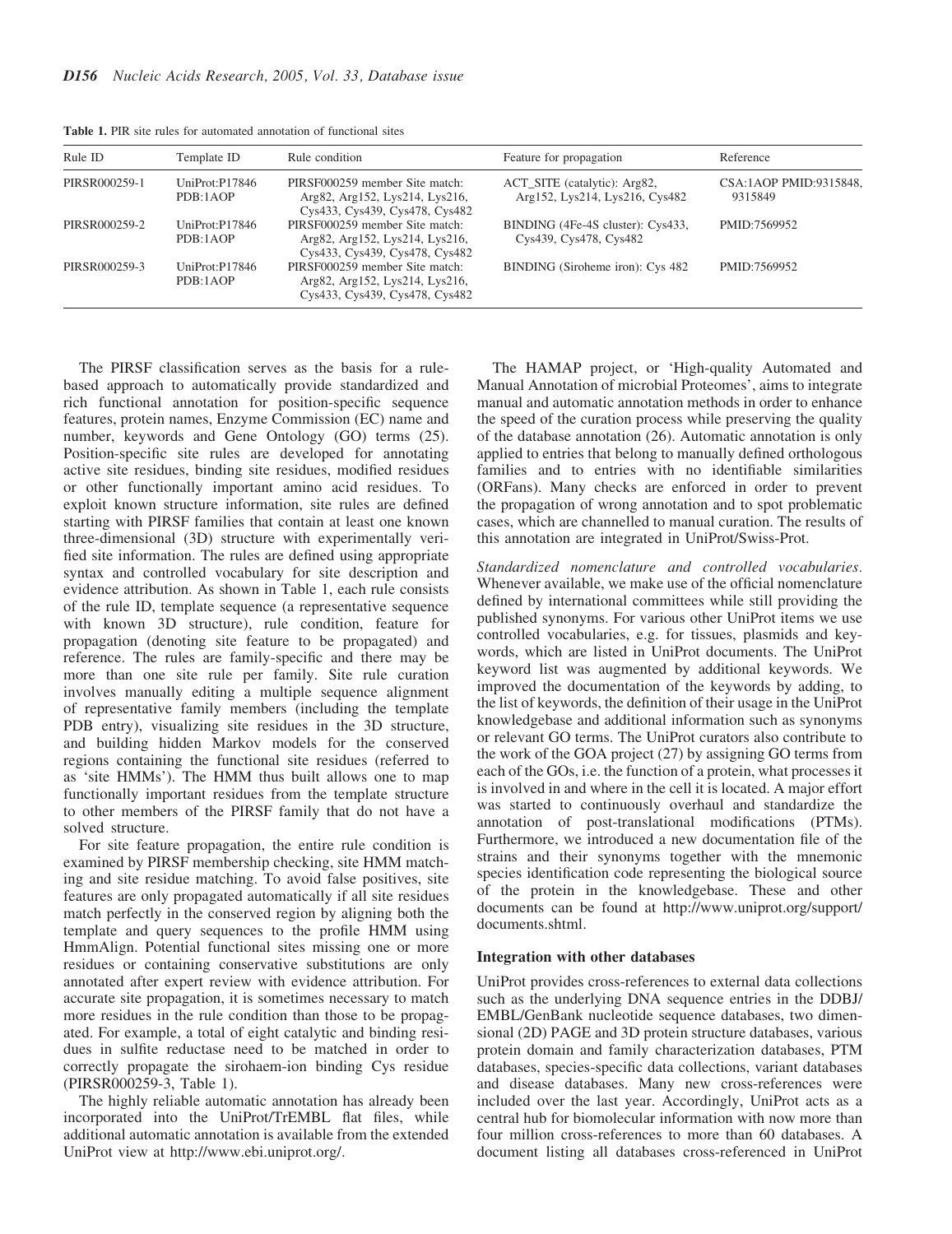**Table 1.** PIR site rules for automated annotation of functional sites

| Rule ID | Template ID | Rule condition | Feature for propagation | Reference |
|---|---|---|---|---|
| PIRSR000259-1 | UniProt:P17846 PDB:1AOP | PIRSF000259 member Site match: Arg82, Arg152, Lys214, Lys216, Cys433, Cys439, Cys478, Cys482 | ACT_SITE (catalytic): Arg82, Arg152, Lys214, Lys216, Cys482 | CSA:1AOP PMID:9315848, 9315849 |
| PIRSR000259-2 | UniProt:P17846 PDB:1AOP | PIRSF000259 member Site match: Arg82, Arg152, Lys214, Lys216, Cys433, Cys439, Cys478, Cys482 | BINDING (4Fe-4S cluster): Cys433, Cys439, Cys478, Cys482 | PMID:7569952 |
| PIRSR000259-3 | UniProt:P17846 PDB:1AOP | PIRSF000259 member Site match: Arg82, Arg152, Lys214, Lys216, Cys433, Cys439, Cys478, Cys482 | BINDING (Siroheme iron): Cys 482 | PMID:7569952 |

The PIRSF classification serves as the basis for a rule-based approach to automatically provide standardized and rich functional annotation for position-specific sequence features, protein names, Enzyme Commission (EC) name and number, keywords and Gene Ontology (GO) terms (25). Position-specific site rules are developed for annotating active site residues, binding site residues, modified residues or other functionally important amino acid residues. To exploit known structure information, site rules are defined starting with PIRSF families that contain at least one known three-dimensional (3D) structure with experimentally verified site information. The rules are defined using appropriate syntax and controlled vocabulary for site description and evidence attribution. As shown in Table 1, each rule consists of the rule ID, template sequence (a representative sequence with known 3D structure), rule condition, feature for propagation (denoting site feature to be propagated) and reference. The rules are family-specific and there may be more than one site rule per family. Site rule curation involves manually editing a multiple sequence alignment of representative family members (including the template PDB entry), visualizing site residues in the 3D structure, and building hidden Markov models for the conserved regions containing the functional site residues (referred to as 'site HMMs'). The HMM thus built allows one to map functionally important residues from the template structure to other members of the PIRSF family that do not have a solved structure.

For site feature propagation, the entire rule condition is examined by PIRSF membership checking, site HMM matching and site residue matching. To avoid false positives, site features are only propagated automatically if all site residues match perfectly in the conserved region by aligning both the template and query sequences to the profile HMM using HmmAlign. Potential functional sites missing one or more residues or containing conservative substitutions are only annotated after expert review with evidence attribution. For accurate site propagation, it is sometimes necessary to match more residues in the rule condition than those to be propagated. For example, a total of eight catalytic and binding residues in sulfite reductase need to be matched in order to correctly propagate the sirohaem-ion binding Cys residue (PIRSR000259-3, Table 1).

The highly reliable automatic annotation has already been incorporated into the UniProt/TrEMBL flat files, while additional automatic annotation is available from the extended UniProt view at http://www.ebi.uniprot.org/.

The HAMAP project, or 'High-quality Automated and Manual Annotation of microbial Proteomes', aims to integrate manual and automatic annotation methods in order to enhance the speed of the curation process while preserving the quality of the database annotation (26). Automatic annotation is only applied to entries that belong to manually defined orthologous families and to entries with no identifiable similarities (ORFans). Many checks are enforced in order to prevent the propagation of wrong annotation and to spot problematic cases, which are channelled to manual curation. The results of this annotation are integrated in UniProt/Swiss-Prot.

*Standardized nomenclature and controlled vocabularies.* Whenever available, we make use of the official nomenclature defined by international committees while still providing the published synonyms. For various other UniProt items we use controlled vocabularies, e.g. for tissues, plasmids and keywords, which are listed in UniProt documents. The UniProt keyword list was augmented by additional keywords. We improved the documentation of the keywords by adding, to the list of keywords, the definition of their usage in the UniProt knowledgebase and additional information such as synonyms or relevant GO terms. The UniProt curators also contribute to the work of the GOA project (27) by assigning GO terms from each of the GOs, i.e. the function of a protein, what processes it is involved in and where in the cell it is located. A major effort was started to continuously overhaul and standardize the annotation of post-translational modifications (PTMs). Furthermore, we introduced a new documentation file of the strains and their synonyms together with the mnemonic species identification code representing the biological source of the protein in the knowledgebase. These and other documents can be found at http://www.uniprot.org/support/documents.shtml.

### Integration with other databases

UniProt provides cross-references to external data collections such as the underlying DNA sequence entries in the DDBJ/EMBL/GenBank nucleotide sequence databases, two dimensional (2D) PAGE and 3D protein structure databases, various protein domain and family characterization databases, PTM databases, species-specific data collections, variant databases and disease databases. Many new cross-references were included over the last year. Accordingly, UniProt acts as a central hub for biomolecular information with now more than four million cross-references to more than 60 databases. A document listing all databases cross-referenced in UniProt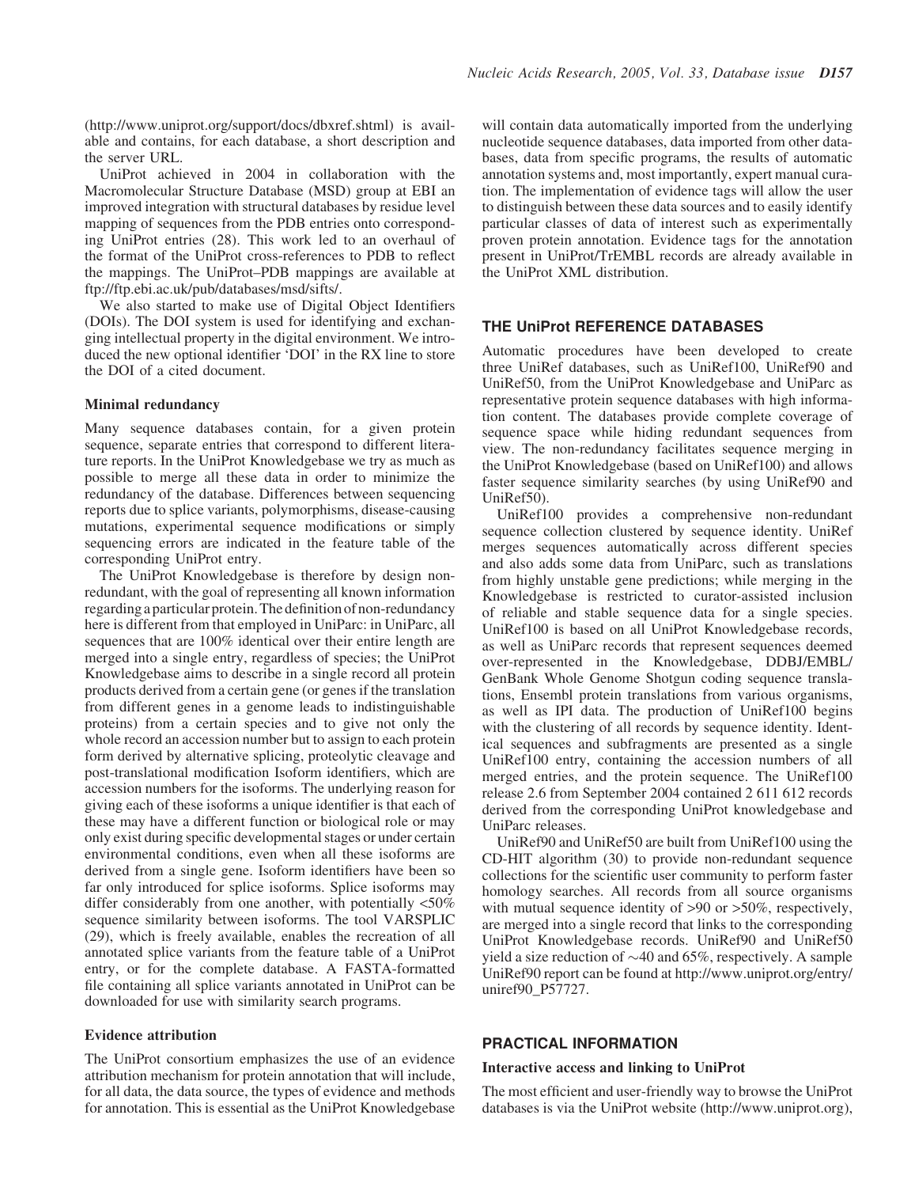(http://www.uniprot.org/support/docs/dbxref.shtml) is available and contains, for each database, a short description and the server URL.

UniProt achieved in 2004 in collaboration with the Macromolecular Structure Database (MSD) group at EBI an improved integration with structural databases by residue level mapping of sequences from the PDB entries onto corresponding UniProt entries (28). This work led to an overhaul of the format of the UniProt cross-references to PDB to reflect the mappings. The UniProt–PDB mappings are available at ftp://ftp.ebi.ac.uk/pub/databases/msd/sifts/.

We also started to make use of Digital Object Identifiers (DOIs). The DOI system is used for identifying and exchanging intellectual property in the digital environment. We introduced the new optional identifier 'DOI' in the RX line to store the DOI of a cited document.

### Minimal redundancy

Many sequence databases contain, for a given protein sequence, separate entries that correspond to different literature reports. In the UniProt Knowledgebase we try as much as possible to merge all these data in order to minimize the redundancy of the database. Differences between sequencing reports due to splice variants, polymorphisms, disease-causing mutations, experimental sequence modifications or simply sequencing errors are indicated in the feature table of the corresponding UniProt entry.

The UniProt Knowledgebase is therefore by design non-redundant, with the goal of representing all known information regarding a particular protein. The definition of non-redundancy here is different from that employed in UniParc: in UniParc, all sequences that are 100% identical over their entire length are merged into a single entry, regardless of species; the UniProt Knowledgebase aims to describe in a single record all protein products derived from a certain gene (or genes if the translation from different genes in a genome leads to indistinguishable proteins) from a certain species and to give not only the whole record an accession number but to assign to each protein form derived by alternative splicing, proteolytic cleavage and post-translational modification Isoform identifiers, which are accession numbers for the isoforms. The underlying reason for giving each of these isoforms a unique identifier is that each of these may have a different function or biological role or may only exist during specific developmental stages or under certain environmental conditions, even when all these isoforms are derived from a single gene. Isoform identifiers have been so far only introduced for splice isoforms. Splice isoforms may differ considerably from one another, with potentially <50% sequence similarity between isoforms. The tool VARSPLIC (29), which is freely available, enables the recreation of all annotated splice variants from the feature table of a UniProt entry, or for the complete database. A FASTA-formatted file containing all splice variants annotated in UniProt can be downloaded for use with similarity search programs.

### Evidence attribution

The UniProt consortium emphasizes the use of an evidence attribution mechanism for protein annotation that will include, for all data, the data source, the types of evidence and methods for annotation. This is essential as the UniProt Knowledgebase will contain data automatically imported from the underlying nucleotide sequence databases, data imported from other databases, data from specific programs, the results of automatic annotation systems and, most importantly, expert manual curation. The implementation of evidence tags will allow the user to distinguish between these data sources and to easily identify particular classes of data of interest such as experimentally proven protein annotation. Evidence tags for the annotation present in UniProt/TrEMBL records are already available in the UniProt XML distribution.

## THE UniProt REFERENCE DATABASES

Automatic procedures have been developed to create three UniRef databases, such as UniRef100, UniRef90 and UniRef50, from the UniProt Knowledgebase and UniParc as representative protein sequence databases with high information content. The databases provide complete coverage of sequence space while hiding redundant sequences from view. The non-redundancy facilitates sequence merging in the UniProt Knowledgebase (based on UniRef100) and allows faster sequence similarity searches (by using UniRef90 and UniRef50).

UniRef100 provides a comprehensive non-redundant sequence collection clustered by sequence identity. UniRef merges sequences automatically across different species and also adds some data from UniParc, such as translations from highly unstable gene predictions; while merging in the Knowledgebase is restricted to curator-assisted inclusion of reliable and stable sequence data for a single species. UniRef100 is based on all UniProt Knowledgebase records, as well as UniParc records that represent sequences deemed over-represented in the Knowledgebase, DDBJ/EMBL/GenBank Whole Genome Shotgun coding sequence translations, Ensembl protein translations from various organisms, as well as IPI data. The production of UniRef100 begins with the clustering of all records by sequence identity. Identical sequences and subfragments are presented as a single UniRef100 entry, containing the accession numbers of all merged entries, and the protein sequence. The UniRef100 release 2.6 from September 2004 contained 2 611 612 records derived from the corresponding UniProt knowledgebase and UniParc releases.

UniRef90 and UniRef50 are built from UniRef100 using the CD-HIT algorithm (30) to provide non-redundant sequence collections for the scientific user community to perform faster homology searches. All records from all source organisms with mutual sequence identity of >90 or >50%, respectively, are merged into a single record that links to the corresponding UniProt Knowledgebase records. UniRef90 and UniRef50 yield a size reduction of ~40 and 65%, respectively. A sample UniRef90 report can be found at http://www.uniprot.org/entry/uniref90_P57727.

## PRACTICAL INFORMATION

### Interactive access and linking to UniProt

The most efficient and user-friendly way to browse the UniProt databases is via the UniProt website (http://www.uniprot.org),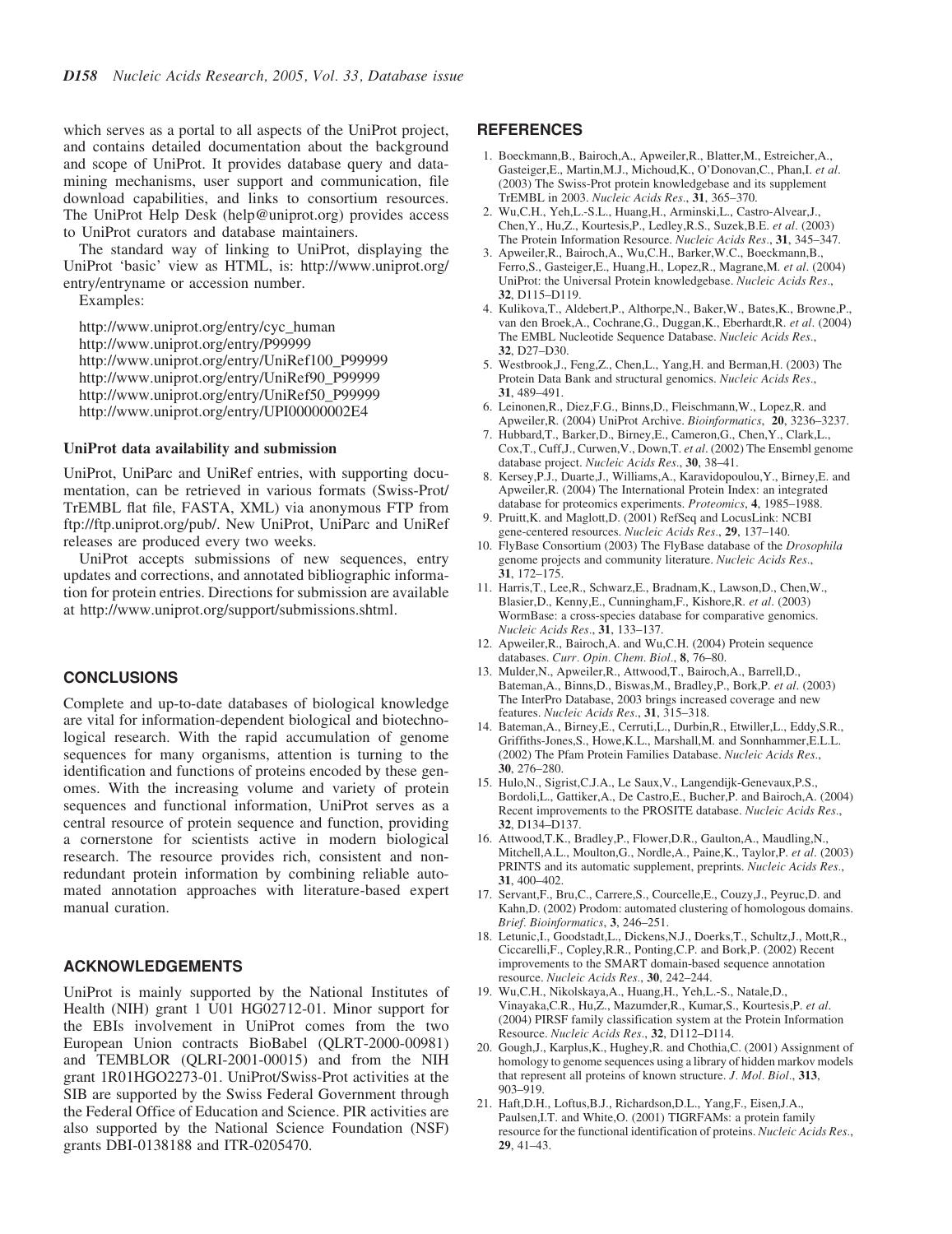which serves as a portal to all aspects of the UniProt project, and contains detailed documentation about the background and scope of UniProt. It provides database query and data-mining mechanisms, user support and communication, file download capabilities, and links to consortium resources. The UniProt Help Desk (help@uniprot.org) provides access to UniProt curators and database maintainers.

The standard way of linking to UniProt, displaying the UniProt 'basic' view as HTML, is: http://www.uniprot.org/entry/entryname or accession number.

Examples:

http://www.uniprot.org/entry/cyc_human
http://www.uniprot.org/entry/P99999
http://www.uniprot.org/entry/UniRef100_P99999
http://www.uniprot.org/entry/UniRef90_P99999
http://www.uniprot.org/entry/UniRef50_P99999
http://www.uniprot.org/entry/UPI00000002E4

### UniProt data availability and submission

UniProt, UniParc and UniRef entries, with supporting documentation, can be retrieved in various formats (Swiss-Prot/TrEMBL flat file, FASTA, XML) via anonymous FTP from ftp://ftp.uniprot.org/pub/. New UniProt, UniParc and UniRef releases are produced every two weeks.

UniProt accepts submissions of new sequences, entry updates and corrections, and annotated bibliographic information for protein entries. Directions for submission are available at http://www.uniprot.org/support/submissions.shtml.

## CONCLUSIONS

Complete and up-to-date databases of biological knowledge are vital for information-dependent biological and biotechnological research. With the rapid accumulation of genome sequences for many organisms, attention is turning to the identification and functions of proteins encoded by these genomes. With the increasing volume and variety of protein sequences and functional information, UniProt serves as a central resource of protein sequence and function, providing a cornerstone for scientists active in modern biological research. The resource provides rich, consistent and non-redundant protein information by combining reliable automated annotation approaches with literature-based expert manual curation.

## ACKNOWLEDGEMENTS

UniProt is mainly supported by the National Institutes of Health (NIH) grant 1 U01 HG02712-01. Minor support for the EBIs involvement in UniProt comes from the two European Union contracts BioBabel (QLRT-2000-00981) and TEMBLOR (QLRI-2001-00015) and from the NIH grant 1R01HGO2273-01. UniProt/Swiss-Prot activities at the SIB are supported by the Swiss Federal Government through the Federal Office of Education and Science. PIR activities are also supported by the National Science Foundation (NSF) grants DBI-0138188 and ITR-0205470.

## REFERENCES

1. Boeckmann,B., Bairoch,A., Apweiler,R., Blatter,M., Estreicher,A., Gasteiger,E., Martin,M.J., Michoud,K., O'Donovan,C., Phan,I. *et al*. (2003) The Swiss-Prot protein knowledgebase and its supplement TrEMBL in 2003. *Nucleic Acids Res*., **31**, 365–370.
2. Wu,C.H., Yeh,L.-S.L., Huang,H., Arminski,L., Castro-Alvear,J., Chen,Y., Hu,Z., Kourtesis,P., Ledley,R.S., Suzek,B.E. *et al*. (2003) The Protein Information Resource. *Nucleic Acids Res*., **31**, 345–347.
3. Apweiler,R., Bairoch,A., Wu,C.H., Barker,W.C., Boeckmann,B., Ferro,S., Gasteiger,E., Huang,H., Lopez,R., Magrane,M. *et al*. (2004) UniProt: the Universal Protein knowledgebase. *Nucleic Acids Res*., **32**, D115–D119.
4. Kulikova,T., Aldebert,P., Althorpe,N., Baker,W., Bates,K., Browne,P., van den Broek,A., Cochrane,G., Duggan,K., Eberhardt,R. *et al*. (2004) The EMBL Nucleotide Sequence Database. *Nucleic Acids Res*., **32**, D27–D30.
5. Westbrook,J., Feng,Z., Chen,L., Yang,H. and Berman,H. (2003) The Protein Data Bank and structural genomics. *Nucleic Acids Res*., **31**, 489–491.
6. Leinonen,R., Diez,F.G., Binns,D., Fleischmann,W., Lopez,R. and Apweiler,R. (2004) UniProt Archive. *Bioinformatics*, **20**, 3236–3237.
7. Hubbard,T., Barker,D., Birney,E., Cameron,G., Chen,Y., Clark,L., Cox,T., Cuff,J., Curwen,V., Down,T. *et al*. (2002) The Ensembl genome database project. *Nucleic Acids Res*., **30**, 38–41.
8. Kersey,P.J., Duarte,J., Williams,A., Karavidopoulou,Y., Birney,E. and Apweiler,R. (2004) The International Protein Index: an integrated database for proteomics experiments. *Proteomics*, **4**, 1985–1988.
9. Pruitt,K. and Maglott,D. (2001) RefSeq and LocusLink: NCBI gene-centered resources. *Nucleic Acids Res*., **29**, 137–140.
10. FlyBase Consortium (2003) The FlyBase database of the *Drosophila* genome projects and community literature. *Nucleic Acids Res*., **31**, 172–175.
11. Harris,T., Lee,R., Schwarz,E., Bradnam,K., Lawson,D., Chen,W., Blasier,D., Kenny,E., Cunningham,F., Kishore,R. *et al*. (2003) WormBase: a cross-species database for comparative genomics. *Nucleic Acids Res*., **31**, 133–137.
12. Apweiler,R., Bairoch,A. and Wu,C.H. (2004) Protein sequence databases. *Curr. Opin. Chem. Biol*., **8**, 76–80.
13. Mulder,N., Apweiler,R., Attwood,T., Bairoch,A., Barrell,D., Bateman,A., Binns,D., Biswas,M., Bradley,P., Bork,P. *et al*. (2003) The InterPro Database, 2003 brings increased coverage and new features. *Nucleic Acids Res*., **31**, 315–318.
14. Bateman,A., Birney,E., Cerruti,L., Durbin,R., Etwiller,L., Eddy,S.R., Griffiths-Jones,S., Howe,K.L., Marshall,M. and Sonnhammer,E.L.L. (2002) The Pfam Protein Families Database. *Nucleic Acids Res*., **30**, 276–280.
15. Hulo,N., Sigrist,C.J.A., Le Saux,V., Langendijk-Genevaux,P.S., Bordoli,L., Gattiker,A., De Castro,E., Bucher,P. and Bairoch,A. (2004) Recent improvements to the PROSITE database. *Nucleic Acids Res*., **32**, D134–D137.
16. Attwood,T.K., Bradley,P., Flower,D.R., Gaulton,A., Maudling,N., Mitchell,A.L., Moulton,G., Nordle,A., Paine,K., Taylor,P. *et al*. (2003) PRINTS and its automatic supplement, preprints. *Nucleic Acids Res*., **31**, 400–402.
17. Servant,F., Bru,C., Carrere,S., Courcelle,E., Couzy,J., Peyruc,D. and Kahn,D. (2002) Prodom: automated clustering of homologous domains. *Brief. Bioinformatics*, **3**, 246–251.
18. Letunic,I., Goodstadt,L., Dickens,N.J., Doerks,T., Schultz,J., Mott,R., Ciccarelli,F., Copley,R.R., Ponting,C.P. and Bork,P. (2002) Recent improvements to the SMART domain-based sequence annotation resource. *Nucleic Acids Res*., **30**, 242–244.
19. Wu,C.H., Nikolskaya,A., Huang,H., Yeh,L.-S., Natale,D., Vinayaka,C.R., Hu,Z., Mazumder,R., Kumar,S., Kourtesis,P. *et al*. (2004) PIRSF family classification system at the Protein Information Resource. *Nucleic Acids Res*., **32**, D112–D114.
20. Gough,J., Karplus,K., Hughey,R. and Chothia,C. (2001) Assignment of homology to genome sequences using a library of hidden markov models that represent all proteins of known structure. *J. Mol. Biol*., **313**, 903–919.
21. Haft,D.H., Loftus,B.J., Richardson,D.L., Yang,F., Eisen,J.A., Paulsen,I.T. and White,O. (2001) TIGRFAMs: a protein family resource for the functional identification of proteins. *Nucleic Acids Res*., **29**, 41–43.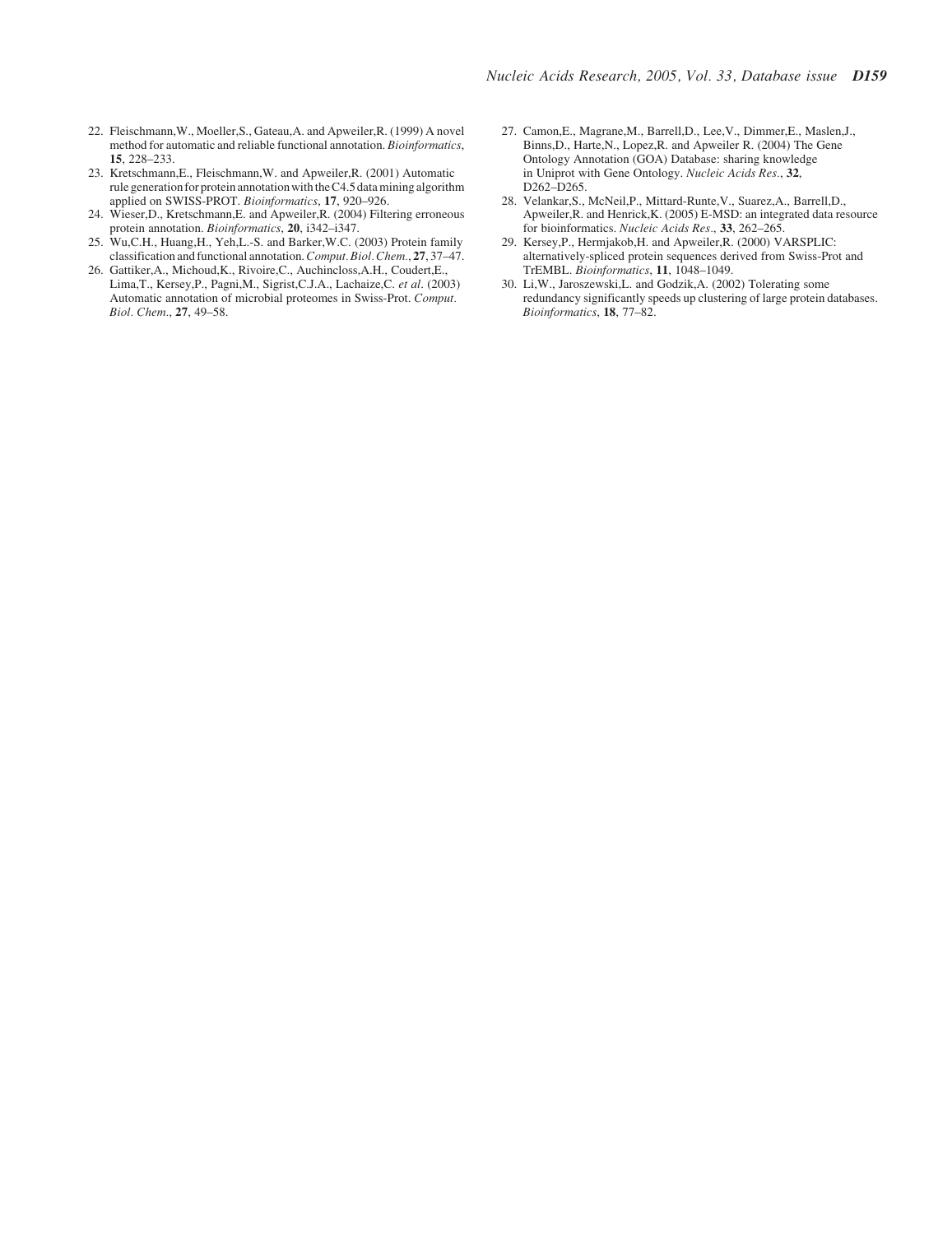22. Fleischmann,W., Moeller,S., Gateau,A. and Apweiler,R. (1999) A novel method for automatic and reliable functional annotation. *Bioinformatics*, **15**, 228–233.
23. Kretschmann,E., Fleischmann,W. and Apweiler,R. (2001) Automatic rule generation for protein annotation with the C4.5 data mining algorithm applied on SWISS-PROT. *Bioinformatics*, **17**, 920–926.
24. Wieser,D., Kretschmann,E. and Apweiler,R. (2004) Filtering erroneous protein annotation. *Bioinformatics*, **20**, i342–i347.
25. Wu,C.H., Huang,H., Yeh,L.-S. and Barker,W.C. (2003) Protein family classification and functional annotation. *Comput. Biol. Chem.*, **27**, 37–47.
26. Gattiker,A., Michoud,K., Rivoire,C., Auchincloss,A.H., Coudert,E., Lima,T., Kersey,P., Pagni,M., Sigrist,C.J.A., Lachaize,C. *et al.* (2003) Automatic annotation of microbial proteomes in Swiss-Prot. *Comput. Biol. Chem.*, **27**, 49–58.
27. Camon,E., Magrane,M., Barrell,D., Lee,V., Dimmer,E., Maslen,J., Binns,D., Harte,N., Lopez,R. and Apweiler R. (2004) The Gene Ontology Annotation (GOA) Database: sharing knowledge in Uniprot with Gene Ontology. *Nucleic Acids Res.*, **32**, D262–D265.
28. Velankar,S., McNeil,P., Mittard-Runte,V., Suarez,A., Barrell,D., Apweiler,R. and Henrick,K. (2005) E-MSD: an integrated data resource for bioinformatics. *Nucleic Acids Res.*, **33**, 262–265.
29. Kersey,P., Hermjakob,H. and Apweiler,R. (2000) VARSPLIC: alternatively-spliced protein sequences derived from Swiss-Prot and TrEMBL. *Bioinformatics*, **11**, 1048–1049.
30. Li,W., Jaroszewski,L. and Godzik,A. (2002) Tolerating some redundancy significantly speeds up clustering of large protein databases. *Bioinformatics*, **18**, 77–82.